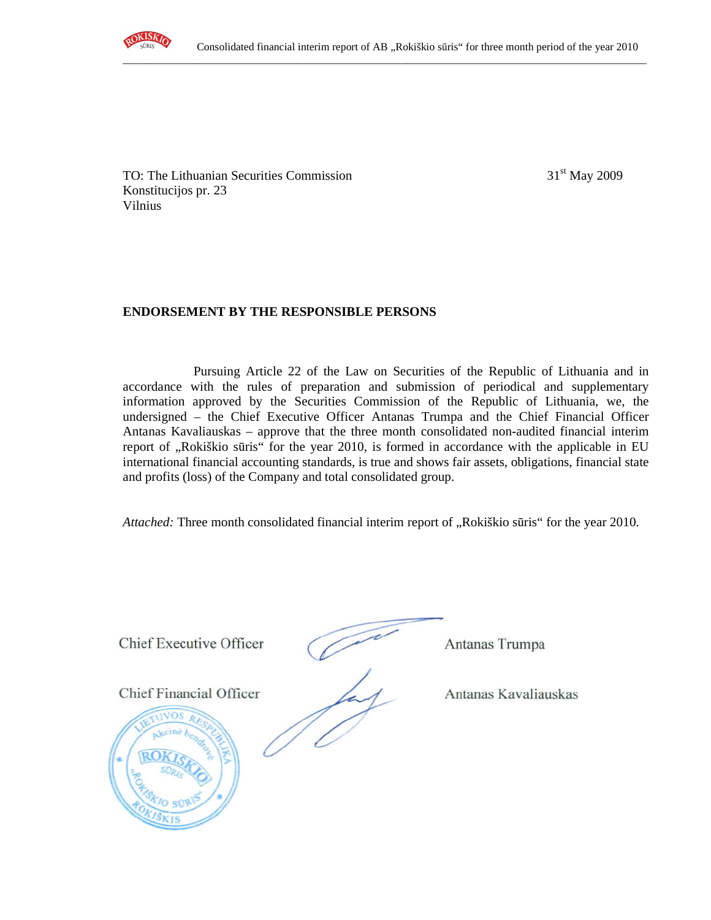TO: The Lithuanian Securities Commission
Konstitucijos pr. 23
Vilnius

31st May 2009

**ENDORSEMENT BY THE RESPONSIBLE PERSONS**

Pursuing Article 22 of the Law on Securities of the Republic of Lithuania and in accordance with the rules of preparation and submission of periodical and supplementary information approved by the Securities Commission of the Republic of Lithuania, we, the undersigned – the Chief Executive Officer Antanas Trumpa and the Chief Financial Officer Antanas Kavaliauskas – approve that the three month consolidated non-audited financial interim report of „Rokiškio sūris" for the year 2010, is formed in accordance with the applicable in EU international financial accounting standards, is true and shows fair assets, obligations, financial state and profits (loss) of the Company and total consolidated group.

*Attached:* Three month consolidated financial interim report of „Rokiškio sūris" for the year 2010.

Chief Executive Officer — Antanas Trumpa

Chief Financial Officer — Antanas Kavaliauskas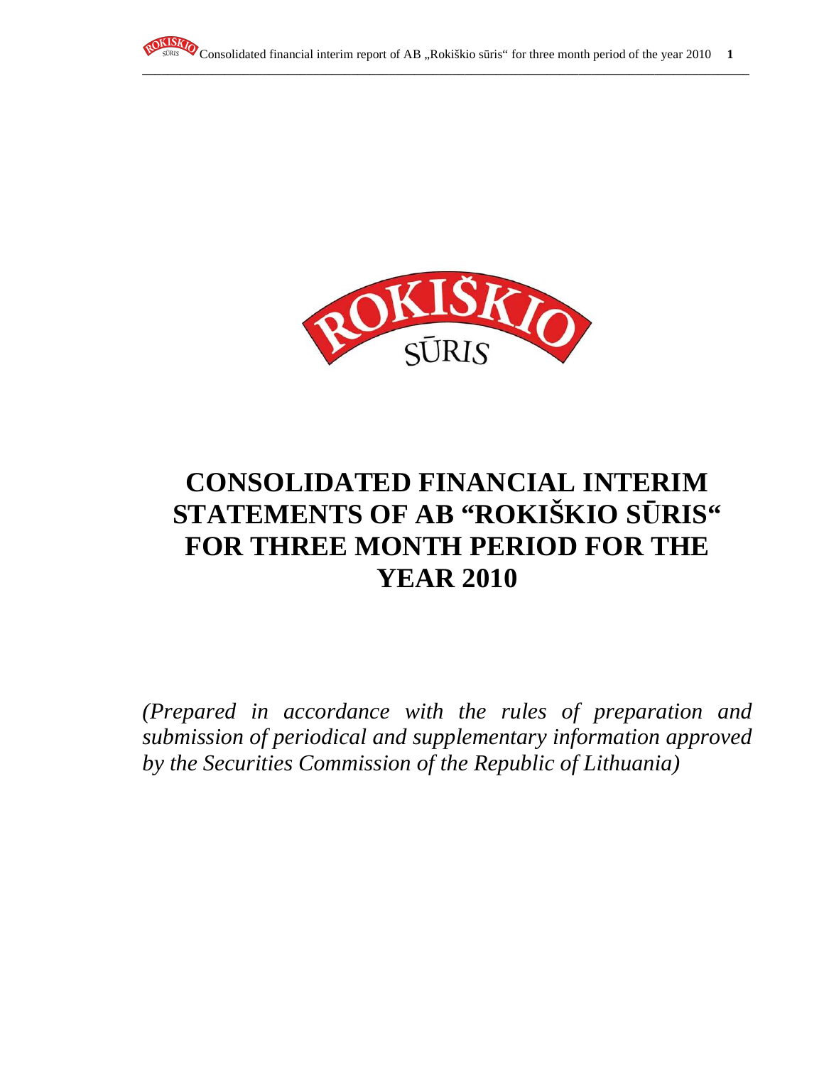# CONSOLIDATED FINANCIAL INTERIM STATEMENTS OF AB "ROKIŠKIO SŪRIS" FOR THREE MONTH PERIOD FOR THE YEAR 2010

*(Prepared in accordance with the rules of preparation and submission of periodical and supplementary information approved by the Securities Commission of the Republic of Lithuania)*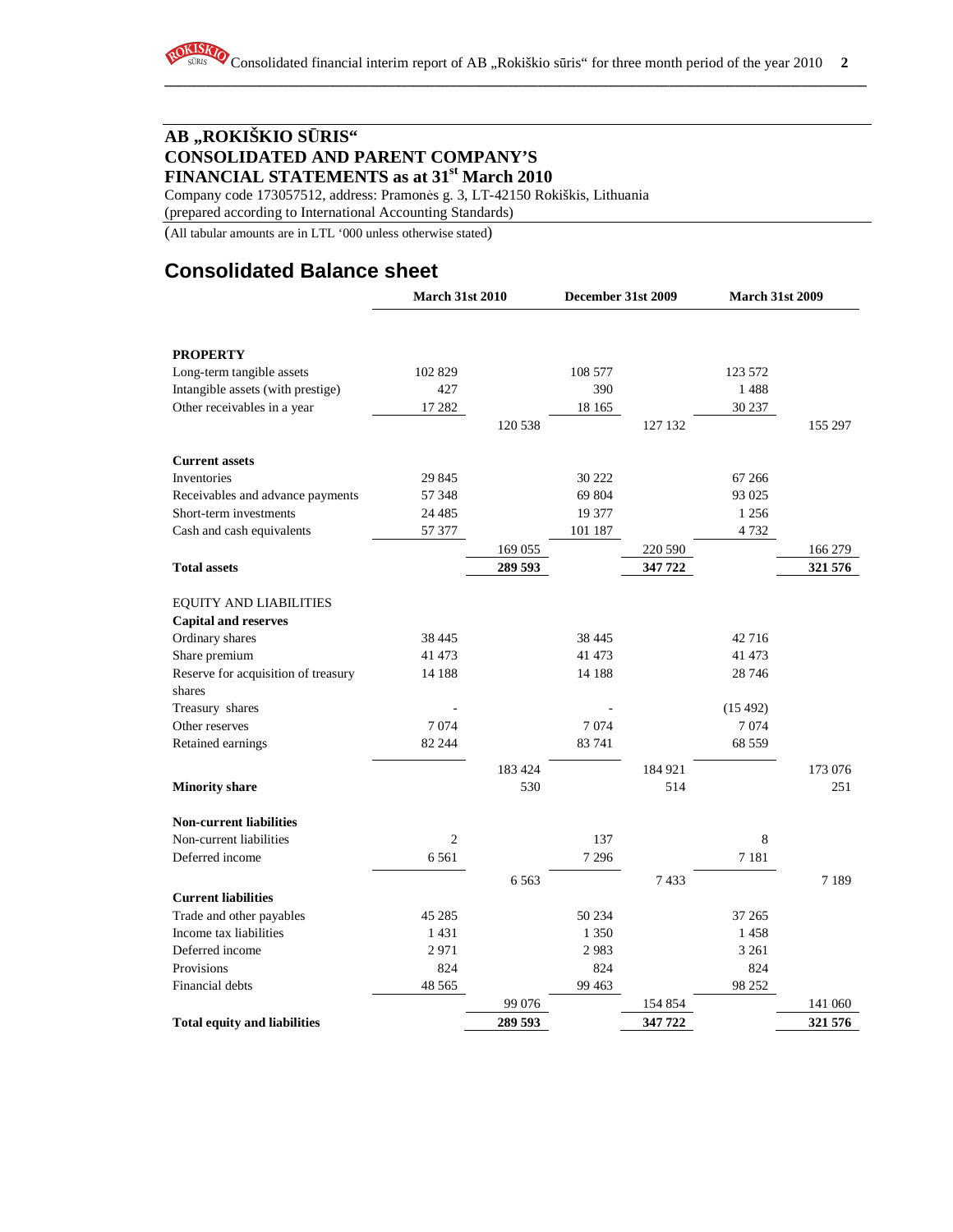# AB „ROKIŠKIO SŪRIS“
# CONSOLIDATED AND PARENT COMPANY'S FINANCIAL STATEMENTS as at 31st March 2010

Company code 173057512, address: Pramonės g. 3, LT-42150 Rokiškis, Lithuania
(prepared according to International Accounting Standards)

(All tabular amounts are in LTL '000 unless otherwise stated)

## Consolidated Balance sheet

| | March 31st 2010 | | December 31st 2009 | | March 31st 2009 | |
|---|---|---|---|---|---|---|
| **PROPERTY** | | | | | | |
| Long-term tangible assets | 102 829 | | 108 577 | | 123 572 | |
| Intangible assets (with prestige) | 427 | | 390 | | 1 488 | |
| Other receivables in a year | 17 282 | | 18 165 | | 30 237 | |
| | | 120 538 | | 127 132 | | 155 297 |
| **Current assets** | | | | | | |
| Inventories | 29 845 | | 30 222 | | 67 266 | |
| Receivables and advance payments | 57 348 | | 69 804 | | 93 025 | |
| Short-term investments | 24 485 | | 19 377 | | 1 256 | |
| Cash and cash equivalents | 57 377 | | 101 187 | | 4 732 | |
| | | 169 055 | | 220 590 | | 166 279 |
| **Total assets** | | **289 593** | | **347 722** | | **321 576** |
| EQUITY AND LIABILITIES | | | | | | |
| **Capital and reserves** | | | | | | |
| Ordinary shares | 38 445 | | 38 445 | | 42 716 | |
| Share premium | 41 473 | | 41 473 | | 41 473 | |
| Reserve for acquisition of treasury shares | 14 188 | | 14 188 | | 28 746 | |
| Treasury shares | - | | - | | (15 492) | |
| Other reserves | 7 074 | | 7 074 | | 7 074 | |
| Retained earnings | 82 244 | | 83 741 | | 68 559 | |
| | | 183 424 | | 184 921 | | 173 076 |
| **Minority share** | | 530 | | 514 | | 251 |
| **Non-current liabilities** | | | | | | |
| Non-current liabilities | 2 | | 137 | | 8 | |
| Deferred income | 6 561 | | 7 296 | | 7 181 | |
| | | 6 563 | | 7 433 | | 7 189 |
| **Current liabilities** | | | | | | |
| Trade and other payables | 45 285 | | 50 234 | | 37 265 | |
| Income tax liabilities | 1 431 | | 1 350 | | 1 458 | |
| Deferred income | 2 971 | | 2 983 | | 3 261 | |
| Provisions | 824 | | 824 | | 824 | |
| Financial debts | 48 565 | | 99 463 | | 98 252 | |
| | | 99 076 | | 154 854 | | 141 060 |
| **Total equity and liabilities** | | **289 593** | | **347 722** | | **321 576** |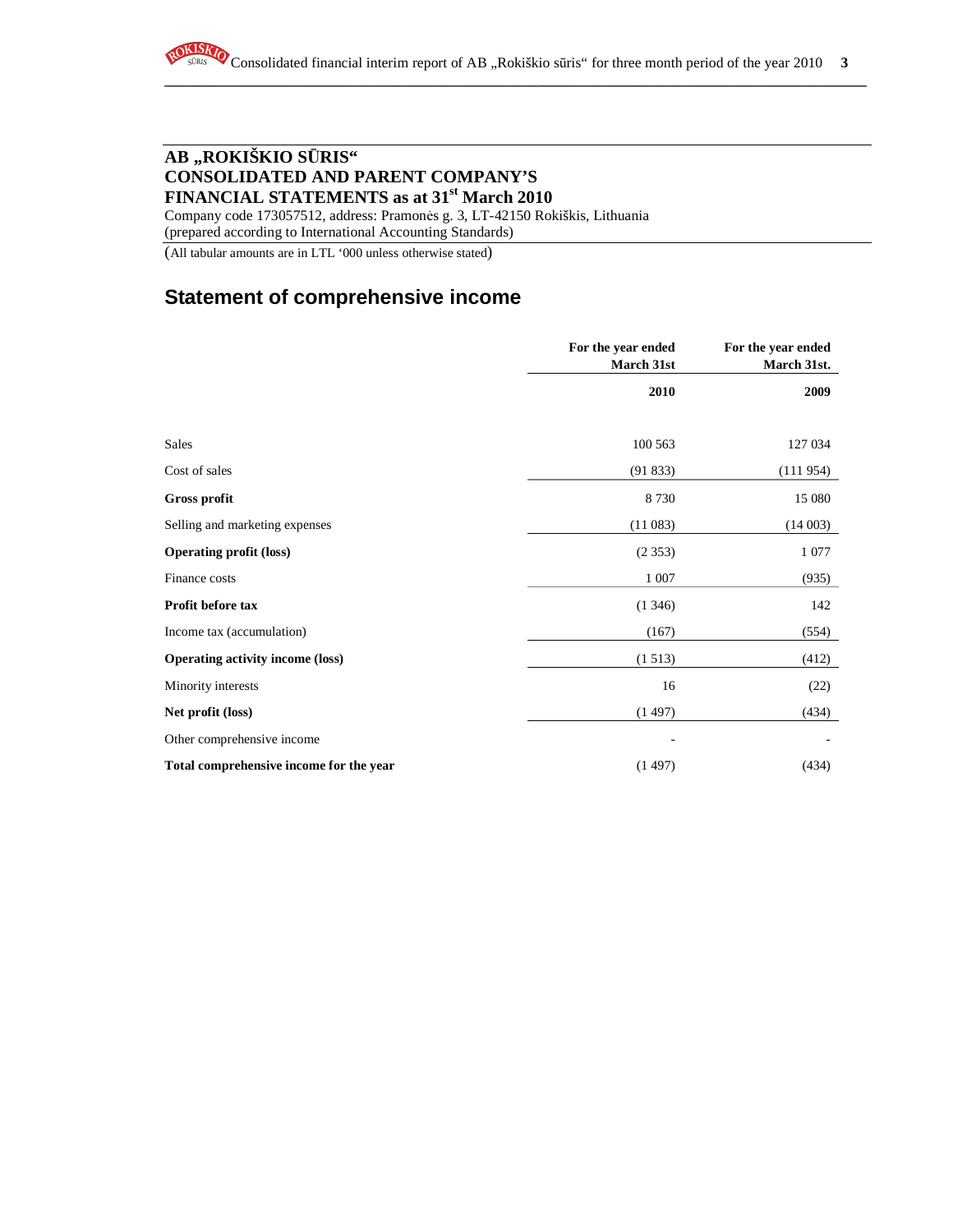## AB „ROKIŠKIO SŪRIS“
## CONSOLIDATED AND PARENT COMPANY’S
## FINANCIAL STATEMENTS as at 31st March 2010

Company code 173057512, address: Pramonės g. 3, LT-42150 Rokiškis, Lithuania
(prepared according to International Accounting Standards)

(All tabular amounts are in LTL ‘000 unless otherwise stated)

# Statement of comprehensive income

| | For the year ended March 31st | For the year ended March 31st. |
|---|---|---|
| | **2010** | **2009** |
| Sales | 100 563 | 127 034 |
| Cost of sales | (91 833) | (111 954) |
| **Gross profit** | 8 730 | 15 080 |
| Selling and marketing expenses | (11 083) | (14 003) |
| **Operating profit (loss)** | (2 353) | 1 077 |
| Finance costs | 1 007 | (935) |
| **Profit before tax** | (1 346) | 142 |
| Income tax (accumulation) | (167) | (554) |
| **Operating activity income (loss)** | (1 513) | (412) |
| Minority interests | 16 | (22) |
| **Net profit (loss)** | (1 497) | (434) |
| Other comprehensive income | - | - |
| **Total comprehensive income for the year** | (1 497) | (434) |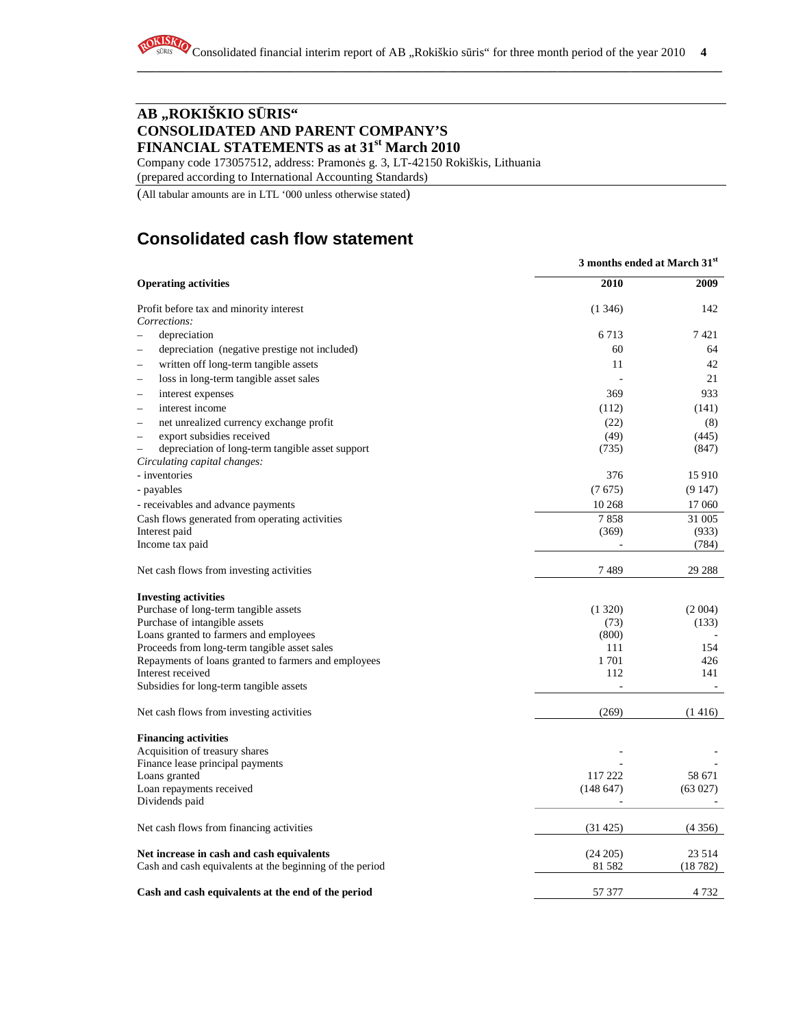## AB „ROKIŠKIO SŪRIS“
## CONSOLIDATED AND PARENT COMPANY'S
## FINANCIAL STATEMENTS as at 31st March 2010

Company code 173057512, address: Pramonės g. 3, LT-42150 Rokiškis, Lithuania
(prepared according to International Accounting Standards)

(All tabular amounts are in LTL '000 unless otherwise stated)

# Consolidated cash flow statement

| | 3 months ended at March 31st | |
|---|---|---|
| **Operating activities** | **2010** | **2009** |
| Profit before tax and minority interest | (1 346) | 142 |
| *Corrections:* | | |
| – depreciation | 6 713 | 7 421 |
| – depreciation (negative prestige not included) | 60 | 64 |
| – written off long-term tangible assets | 11 | 42 |
| – loss in long-term tangible asset sales | - | 21 |
| – interest expenses | 369 | 933 |
| – interest income | (112) | (141) |
| – net unrealized currency exchange profit | (22) | (8) |
| – export subsidies received | (49) | (445) |
| – depreciation of long-term tangible asset support | (735) | (847) |
| *Circulating capital changes:* | | |
| - inventories | 376 | 15 910 |
| - payables | (7 675) | (9 147) |
| - receivables and advance payments | 10 268 | 17 060 |
| Cash flows generated from operating activities | 7 858 | 31 005 |
| Interest paid | (369) | (933) |
| Income tax paid | - | (784) |
| Net cash flows from investing activities | 7 489 | 29 288 |
| **Investing activities** | | |
| Purchase of long-term tangible assets | (1 320) | (2 004) |
| Purchase of intangible assets | (73) | (133) |
| Loans granted to farmers and employees | (800) | - |
| Proceeds from long-term tangible asset sales | 111 | 154 |
| Repayments of loans granted to farmers and employees | 1 701 | 426 |
| Interest received | 112 | 141 |
| Subsidies for long-term tangible assets | - | - |
| Net cash flows from investing activities | (269) | (1 416) |
| **Financing activities** | | |
| Acquisition of treasury shares | - | - |
| Finance lease principal payments | - | - |
| Loans granted | 117 222 | 58 671 |
| Loan repayments received | (148 647) | (63 027) |
| Dividends paid | - | - |
| Net cash flows from financing activities | (31 425) | (4 356) |
| **Net increase in cash and cash equivalents** | (24 205) | 23 514 |
| Cash and cash equivalents at the beginning of the period | 81 582 | (18 782) |
| **Cash and cash equivalents at the end of the period** | 57 377 | 4 732 |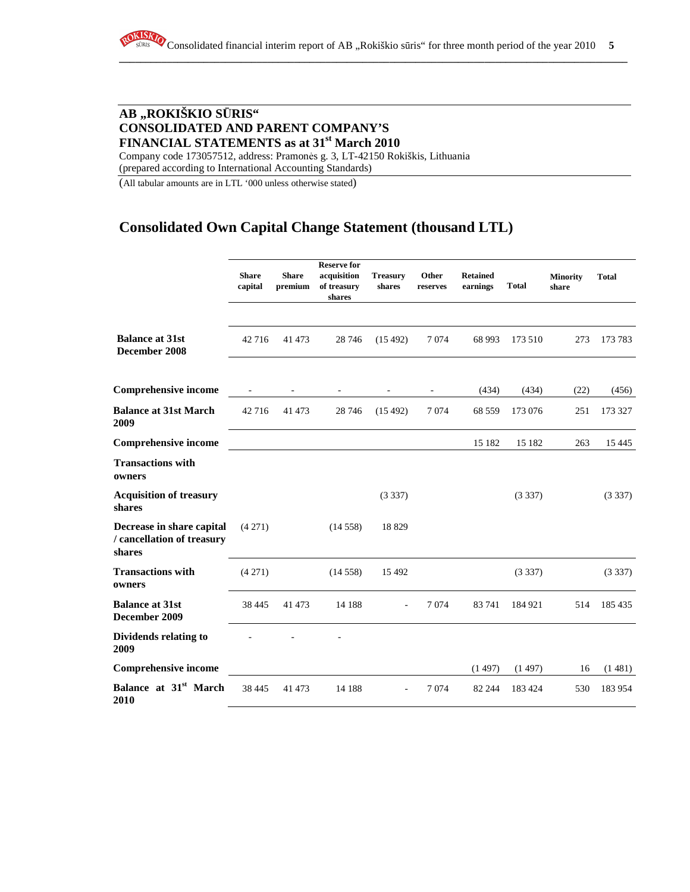**AB „ROKIŠKIO SŪRIS“**
**CONSOLIDATED AND PARENT COMPANY’S**
**FINANCIAL STATEMENTS as at 31st March 2010**
Company code 173057512, address: Pramonės g. 3, LT-42150 Rokiškis, Lithuania
(prepared according to International Accounting Standards)

(All tabular amounts are in LTL ‘000 unless otherwise stated)

## Consolidated Own Capital Change Statement (thousand LTL)

| | Share capital | Share premium | Reserve for acquisition of treasury shares | Treasury shares | Other reserves | Retained earnings | Total | Minority share | Total |
|---|---|---|---|---|---|---|---|---|---|
| **Balance at 31st December 2008** | 42 716 | 41 473 | 28 746 | (15 492) | 7 074 | 68 993 | 173 510 | 273 | 173 783 |
| **Comprehensive income** | - | - | - | - | - | (434) | (434) | (22) | (456) |
| **Balance at 31st March 2009** | 42 716 | 41 473 | 28 746 | (15 492) | 7 074 | 68 559 | 173 076 | 251 | 173 327 |
| **Comprehensive income** | | | | | | 15 182 | 15 182 | 263 | 15 445 |
| **Transactions with owners** | | | | | | | | | |
| **Acquisition of treasury shares** | | | | (3 337) | | | (3 337) | | (3 337) |
| **Decrease in share capital / cancellation of treasury shares** | (4 271) | | (14 558) | 18 829 | | | | | |
| **Transactions with owners** | (4 271) | | (14 558) | 15 492 | | | (3 337) | | (3 337) |
| **Balance at 31st December 2009** | 38 445 | 41 473 | 14 188 | - | 7 074 | 83 741 | 184 921 | 514 | 185 435 |
| **Dividends relating to 2009** | - | - | - | | | | | | |
| **Comprehensive income** | | | | | | (1 497) | (1 497) | 16 | (1 481) |
| **Balance at 31st March 2010** | 38 445 | 41 473 | 14 188 | - | 7 074 | 82 244 | 183 424 | 530 | 183 954 |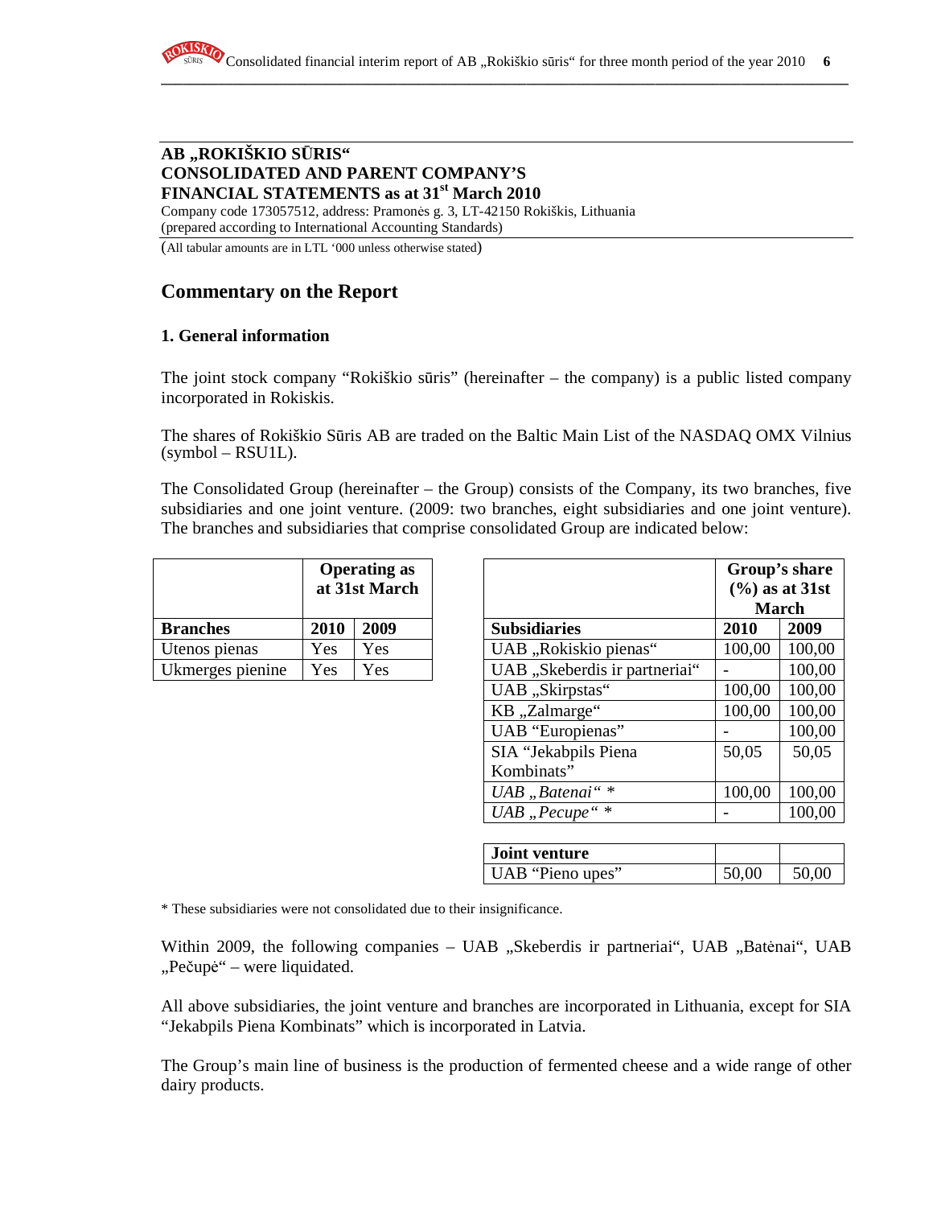**AB „ROKIŠKIO SŪRIS“**
**CONSOLIDATED AND PARENT COMPANY'S**
**FINANCIAL STATEMENTS as at 31[st] March 2010**

Company code 173057512, address: Pramonės g. 3, LT-42150 Rokiškis, Lithuania
(prepared according to International Accounting Standards)

(All tabular amounts are in LTL '000 unless otherwise stated)

## Commentary on the Report

### 1. General information

The joint stock company "Rokiškio sūris" (hereinafter – the company) is a public listed company incorporated in Rokiskis.

The shares of Rokiškio Sūris AB are traded on the Baltic Main List of the NASDAQ OMX Vilnius (symbol – RSU1L).

The Consolidated Group (hereinafter – the Group) consists of the Company, its two branches, five subsidiaries and one joint venture. (2009: two branches, eight subsidiaries and one joint venture). The branches and subsidiaries that comprise consolidated Group are indicated below:

| | Operating as at 31st March | |
|---|---|---|
| **Branches** | **2010** | **2009** |
| Utenos pienas | Yes | Yes |
| Ukmerges pienine | Yes | Yes |

| | Group's share (%) as at 31st March | |
|---|---|---|
| **Subsidiaries** | **2010** | **2009** |
| UAB „Rokiskio pienas“ | 100,00 | 100,00 |
| UAB „Skeberdis ir partneriai“ | - | 100,00 |
| UAB „Skirpstas“ | 100,00 | 100,00 |
| KB „Zalmarge“ | 100,00 | 100,00 |
| UAB "Europienas" | - | 100,00 |
| SIA "Jekabpils Piena Kombinats" | 50,05 | 50,05 |
| *UAB „Batenai“ ** | 100,00 | 100,00 |
| *UAB „Pecupe“ ** | - | 100,00 |
| **Joint venture** | | |
| UAB "Pieno upes" | 50,00 | 50,00 |

* These subsidiaries were not consolidated due to their insignificance.

Within 2009, the following companies – UAB „Skeberdis ir partneriai“, UAB „Batėnai“, UAB „Pečupė“ – were liquidated.

All above subsidiaries, the joint venture and branches are incorporated in Lithuania, except for SIA "Jekabpils Piena Kombinats" which is incorporated in Latvia.

The Group's main line of business is the production of fermented cheese and a wide range of other dairy products.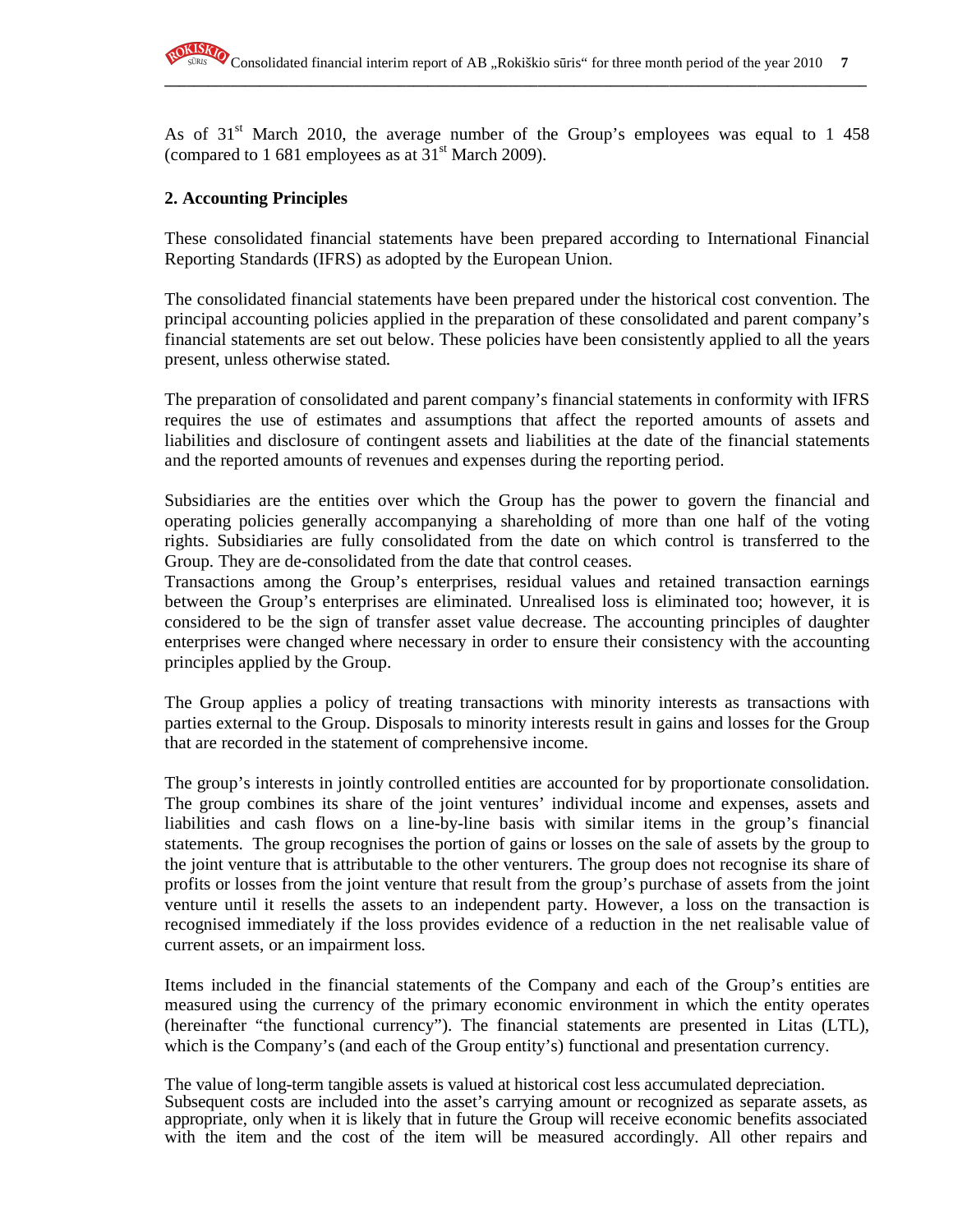As of 31st March 2010, the average number of the Group's employees was equal to 1 458 (compared to 1 681 employees as at 31st March 2009).

**2. Accounting Principles**

These consolidated financial statements have been prepared according to International Financial Reporting Standards (IFRS) as adopted by the European Union.

The consolidated financial statements have been prepared under the historical cost convention. The principal accounting policies applied in the preparation of these consolidated and parent company's financial statements are set out below. These policies have been consistently applied to all the years present, unless otherwise stated.

The preparation of consolidated and parent company's financial statements in conformity with IFRS requires the use of estimates and assumptions that affect the reported amounts of assets and liabilities and disclosure of contingent assets and liabilities at the date of the financial statements and the reported amounts of revenues and expenses during the reporting period.

Subsidiaries are the entities over which the Group has the power to govern the financial and operating policies generally accompanying a shareholding of more than one half of the voting rights. Subsidiaries are fully consolidated from the date on which control is transferred to the Group. They are de-consolidated from the date that control ceases.
Transactions among the Group's enterprises, residual values and retained transaction earnings between the Group's enterprises are eliminated. Unrealised loss is eliminated too; however, it is considered to be the sign of transfer asset value decrease. The accounting principles of daughter enterprises were changed where necessary in order to ensure their consistency with the accounting principles applied by the Group.

The Group applies a policy of treating transactions with minority interests as transactions with parties external to the Group. Disposals to minority interests result in gains and losses for the Group that are recorded in the statement of comprehensive income.

The group's interests in jointly controlled entities are accounted for by proportionate consolidation. The group combines its share of the joint ventures' individual income and expenses, assets and liabilities and cash flows on a line-by-line basis with similar items in the group's financial statements. The group recognises the portion of gains or losses on the sale of assets by the group to the joint venture that is attributable to the other venturers. The group does not recognise its share of profits or losses from the joint venture that result from the group's purchase of assets from the joint venture until it resells the assets to an independent party. However, a loss on the transaction is recognised immediately if the loss provides evidence of a reduction in the net realisable value of current assets, or an impairment loss.

Items included in the financial statements of the Company and each of the Group's entities are measured using the currency of the primary economic environment in which the entity operates (hereinafter "the functional currency"). The financial statements are presented in Litas (LTL), which is the Company's (and each of the Group entity's) functional and presentation currency.

The value of long-term tangible assets is valued at historical cost less accumulated depreciation.
Subsequent costs are included into the asset's carrying amount or recognized as separate assets, as appropriate, only when it is likely that in future the Group will receive economic benefits associated with the item and the cost of the item will be measured accordingly. All other repairs and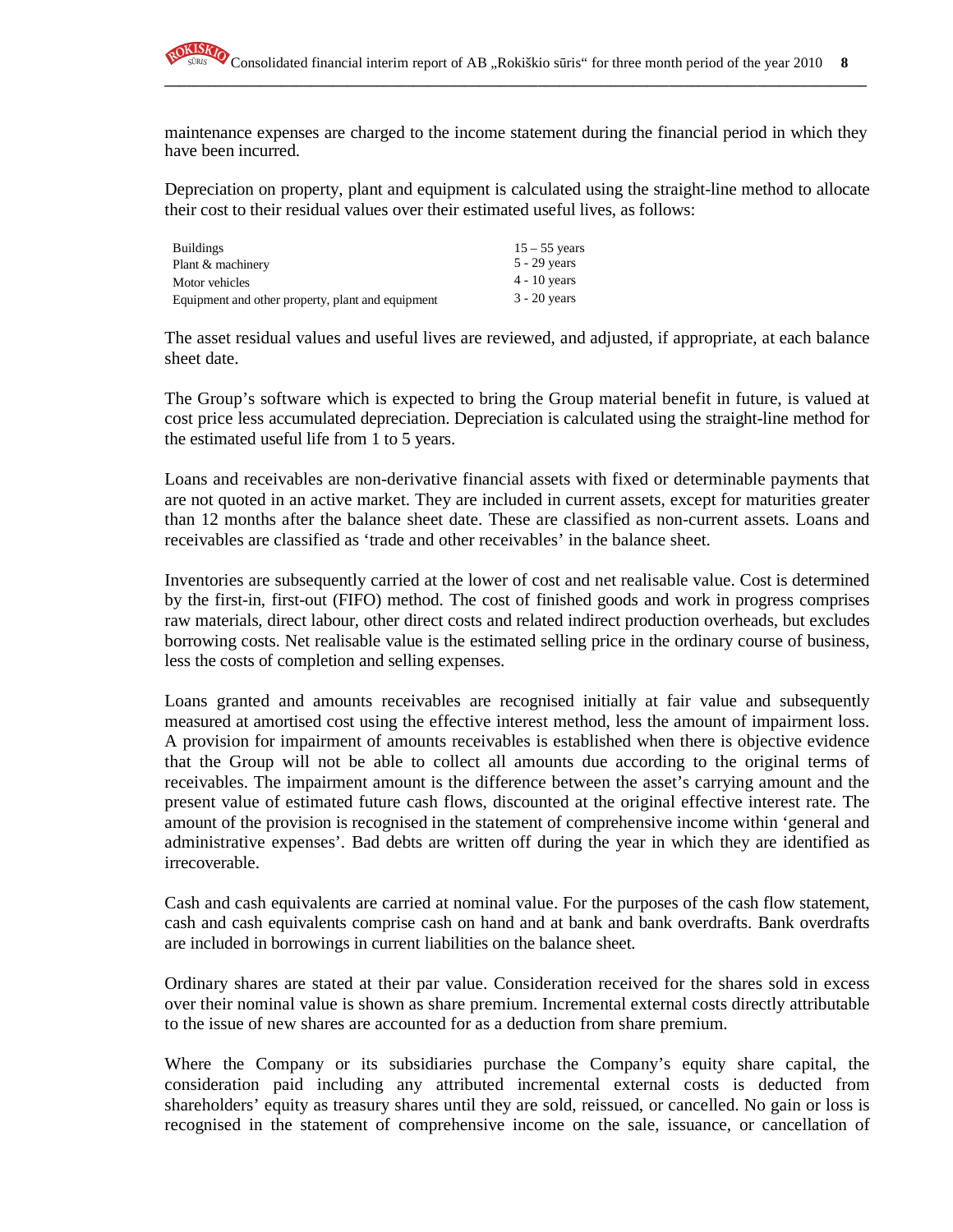maintenance expenses are charged to the income statement during the financial period in which they have been incurred.

Depreciation on property, plant and equipment is calculated using the straight-line method to allocate their cost to their residual values over their estimated useful lives, as follows:

| | |
|---|---|
| Buildings | 15 – 55 years |
| Plant & machinery | 5 - 29 years |
| Motor vehicles | 4 - 10 years |
| Equipment and other property, plant and equipment | 3 - 20 years |

The asset residual values and useful lives are reviewed, and adjusted, if appropriate, at each balance sheet date.

The Group's software which is expected to bring the Group material benefit in future, is valued at cost price less accumulated depreciation. Depreciation is calculated using the straight-line method for the estimated useful life from 1 to 5 years.

Loans and receivables are non-derivative financial assets with fixed or determinable payments that are not quoted in an active market. They are included in current assets, except for maturities greater than 12 months after the balance sheet date. These are classified as non-current assets. Loans and receivables are classified as 'trade and other receivables' in the balance sheet.

Inventories are subsequently carried at the lower of cost and net realisable value. Cost is determined by the first-in, first-out (FIFO) method. The cost of finished goods and work in progress comprises raw materials, direct labour, other direct costs and related indirect production overheads, but excludes borrowing costs. Net realisable value is the estimated selling price in the ordinary course of business, less the costs of completion and selling expenses.

Loans granted and amounts receivables are recognised initially at fair value and subsequently measured at amortised cost using the effective interest method, less the amount of impairment loss. A provision for impairment of amounts receivables is established when there is objective evidence that the Group will not be able to collect all amounts due according to the original terms of receivables. The impairment amount is the difference between the asset's carrying amount and the present value of estimated future cash flows, discounted at the original effective interest rate. The amount of the provision is recognised in the statement of comprehensive income within 'general and administrative expenses'. Bad debts are written off during the year in which they are identified as irrecoverable.

Cash and cash equivalents are carried at nominal value. For the purposes of the cash flow statement, cash and cash equivalents comprise cash on hand and at bank and bank overdrafts. Bank overdrafts are included in borrowings in current liabilities on the balance sheet.

Ordinary shares are stated at their par value. Consideration received for the shares sold in excess over their nominal value is shown as share premium. Incremental external costs directly attributable to the issue of new shares are accounted for as a deduction from share premium.

Where the Company or its subsidiaries purchase the Company's equity share capital, the consideration paid including any attributed incremental external costs is deducted from shareholders' equity as treasury shares until they are sold, reissued, or cancelled. No gain or loss is recognised in the statement of comprehensive income on the sale, issuance, or cancellation of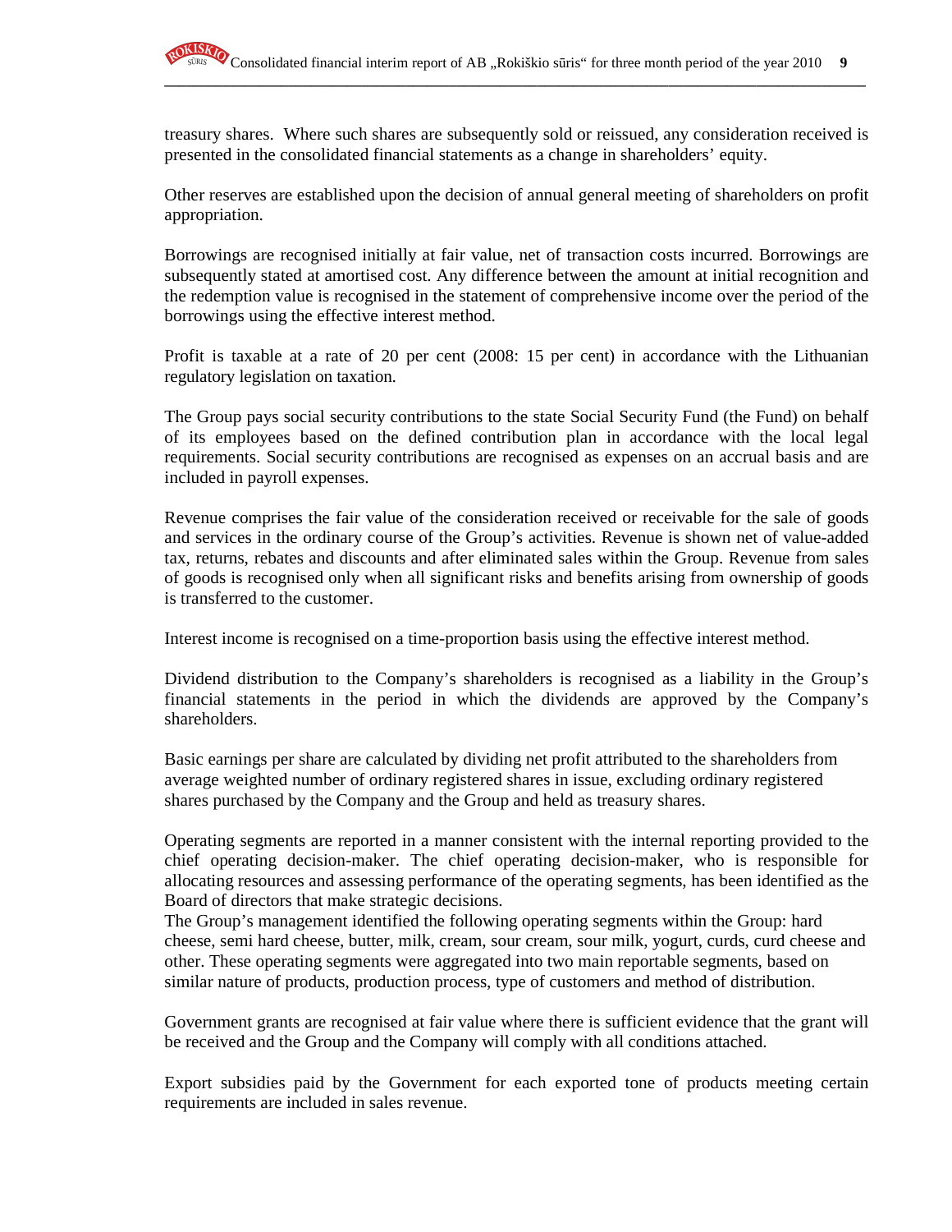treasury shares. Where such shares are subsequently sold or reissued, any consideration received is presented in the consolidated financial statements as a change in shareholders' equity.

Other reserves are established upon the decision of annual general meeting of shareholders on profit appropriation.

Borrowings are recognised initially at fair value, net of transaction costs incurred. Borrowings are subsequently stated at amortised cost. Any difference between the amount at initial recognition and the redemption value is recognised in the statement of comprehensive income over the period of the borrowings using the effective interest method.

Profit is taxable at a rate of 20 per cent (2008: 15 per cent) in accordance with the Lithuanian regulatory legislation on taxation.

The Group pays social security contributions to the state Social Security Fund (the Fund) on behalf of its employees based on the defined contribution plan in accordance with the local legal requirements. Social security contributions are recognised as expenses on an accrual basis and are included in payroll expenses.

Revenue comprises the fair value of the consideration received or receivable for the sale of goods and services in the ordinary course of the Group's activities. Revenue is shown net of value-added tax, returns, rebates and discounts and after eliminated sales within the Group. Revenue from sales of goods is recognised only when all significant risks and benefits arising from ownership of goods is transferred to the customer.

Interest income is recognised on a time-proportion basis using the effective interest method.

Dividend distribution to the Company's shareholders is recognised as a liability in the Group's financial statements in the period in which the dividends are approved by the Company's shareholders.

Basic earnings per share are calculated by dividing net profit attributed to the shareholders from average weighted number of ordinary registered shares in issue, excluding ordinary registered shares purchased by the Company and the Group and held as treasury shares.

Operating segments are reported in a manner consistent with the internal reporting provided to the chief operating decision-maker. The chief operating decision-maker, who is responsible for allocating resources and assessing performance of the operating segments, has been identified as the Board of directors that make strategic decisions.
The Group's management identified the following operating segments within the Group: hard cheese, semi hard cheese, butter, milk, cream, sour cream, sour milk, yogurt, curds, curd cheese and other. These operating segments were aggregated into two main reportable segments, based on similar nature of products, production process, type of customers and method of distribution.

Government grants are recognised at fair value where there is sufficient evidence that the grant will be received and the Group and the Company will comply with all conditions attached.

Export subsidies paid by the Government for each exported tone of products meeting certain requirements are included in sales revenue.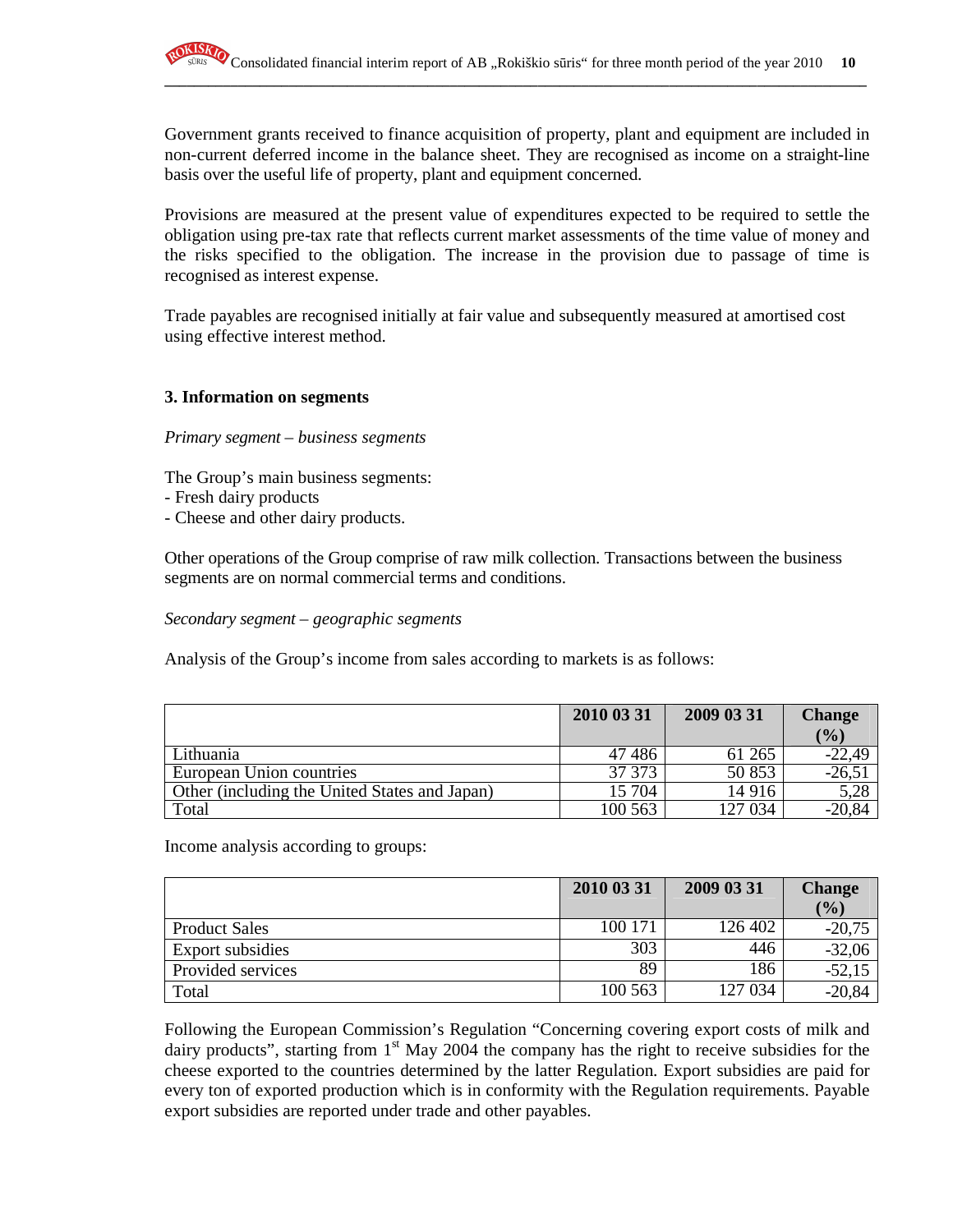Government grants received to finance acquisition of property, plant and equipment are included in non-current deferred income in the balance sheet. They are recognised as income on a straight-line basis over the useful life of property, plant and equipment concerned.

Provisions are measured at the present value of expenditures expected to be required to settle the obligation using pre-tax rate that reflects current market assessments of the time value of money and the risks specified to the obligation. The increase in the provision due to passage of time is recognised as interest expense.

Trade payables are recognised initially at fair value and subsequently measured at amortised cost using effective interest method.

### 3. Information on segments

*Primary segment – business segments*

The Group's main business segments:
- Fresh dairy products
- Cheese and other dairy products.

Other operations of the Group comprise of raw milk collection. Transactions between the business segments are on normal commercial terms and conditions.

*Secondary segment – geographic segments*

Analysis of the Group's income from sales according to markets is as follows:

| | 2010 03 31 | 2009 03 31 | Change (%) |
|---|---|---|---|
| Lithuania | 47 486 | 61 265 | -22,49 |
| European Union countries | 37 373 | 50 853 | -26,51 |
| Other (including the United States and Japan) | 15 704 | 14 916 | 5,28 |
| Total | 100 563 | 127 034 | -20,84 |

Income analysis according to groups:

| | 2010 03 31 | 2009 03 31 | Change (%) |
|---|---|---|---|
| Product Sales | 100 171 | 126 402 | -20,75 |
| Export subsidies | 303 | 446 | -32,06 |
| Provided services | 89 | 186 | -52,15 |
| Total | 100 563 | 127 034 | -20,84 |

Following the European Commission's Regulation "Concerning covering export costs of milk and dairy products", starting from 1st May 2004 the company has the right to receive subsidies for the cheese exported to the countries determined by the latter Regulation. Export subsidies are paid for every ton of exported production which is in conformity with the Regulation requirements. Payable export subsidies are reported under trade and other payables.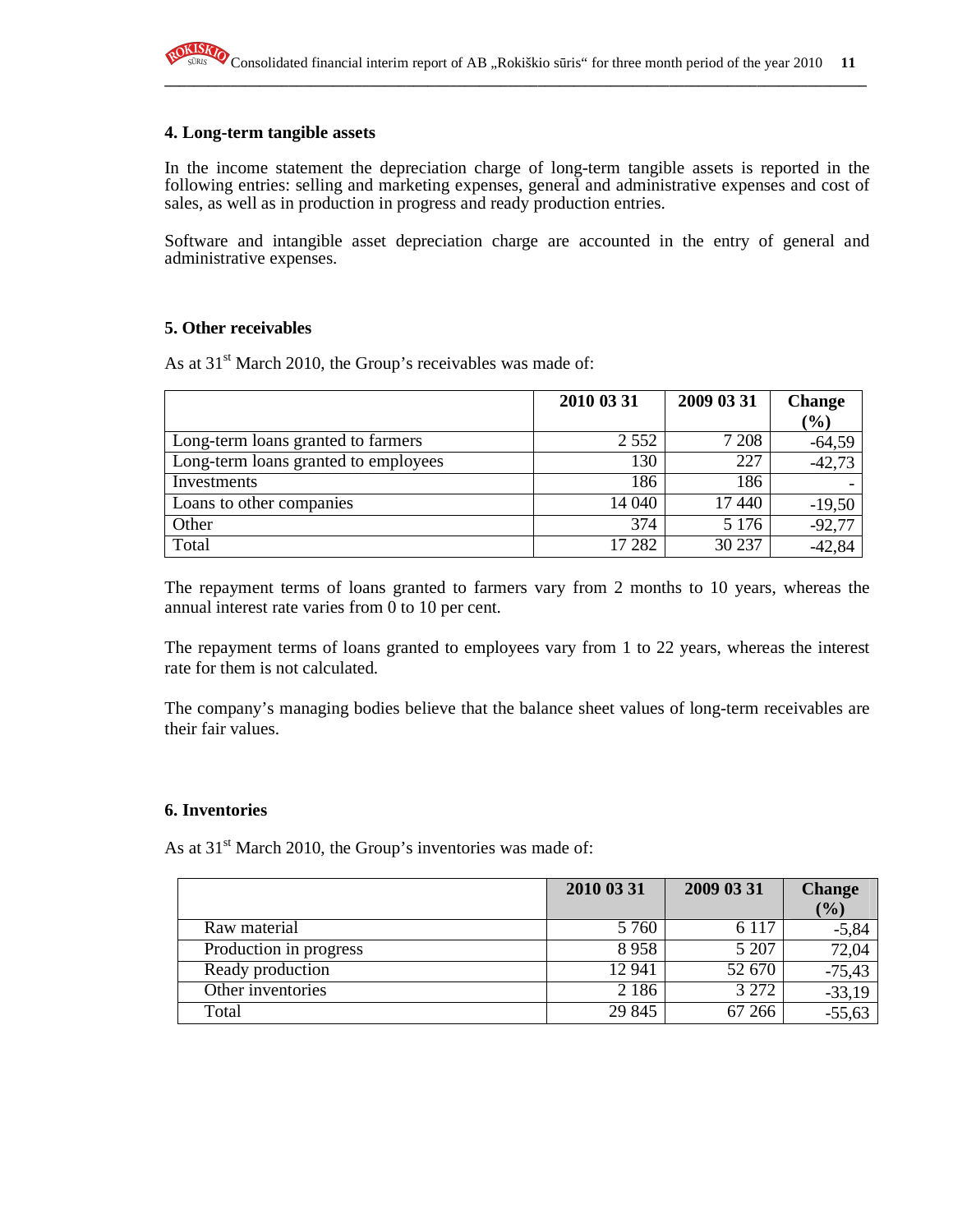## 4. Long-term tangible assets

In the income statement the depreciation charge of long-term tangible assets is reported in the following entries: selling and marketing expenses, general and administrative expenses and cost of sales, as well as in production in progress and ready production entries.

Software and intangible asset depreciation charge are accounted in the entry of general and administrative expenses.

## 5. Other receivables

As at 31st March 2010, the Group's receivables was made of:

| | 2010 03 31 | 2009 03 31 | Change (%) |
|---|---|---|---|
| Long-term loans granted to farmers | 2 552 | 7 208 | -64,59 |
| Long-term loans granted to employees | 130 | 227 | -42,73 |
| Investments | 186 | 186 | - |
| Loans to other companies | 14 040 | 17 440 | -19,50 |
| Other | 374 | 5 176 | -92,77 |
| Total | 17 282 | 30 237 | -42,84 |

The repayment terms of loans granted to farmers vary from 2 months to 10 years, whereas the annual interest rate varies from 0 to 10 per cent.

The repayment terms of loans granted to employees vary from 1 to 22 years, whereas the interest rate for them is not calculated.

The company's managing bodies believe that the balance sheet values of long-term receivables are their fair values.

## 6. Inventories

As at 31st March 2010, the Group's inventories was made of:

| | 2010 03 31 | 2009 03 31 | Change (%) |
|---|---|---|---|
| Raw material | 5 760 | 6 117 | -5,84 |
| Production in progress | 8 958 | 5 207 | 72,04 |
| Ready production | 12 941 | 52 670 | -75,43 |
| Other inventories | 2 186 | 3 272 | -33,19 |
| Total | 29 845 | 67 266 | -55,63 |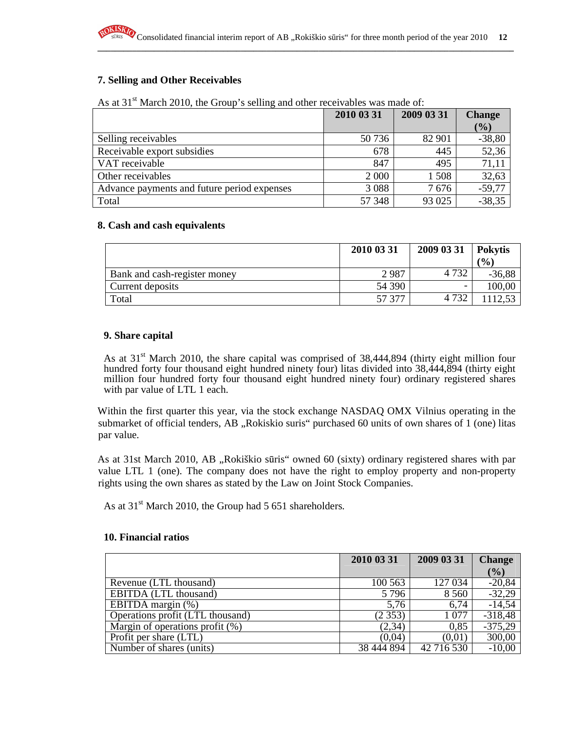## 7. Selling and Other Receivables

As at 31st March 2010, the Group's selling and other receivables was made of:

| | 2010 03 31 | 2009 03 31 | Change (%) |
|---|---|---|---|
| Selling receivables | 50 736 | 82 901 | -38,80 |
| Receivable export subsidies | 678 | 445 | 52,36 |
| VAT receivable | 847 | 495 | 71,11 |
| Other receivables | 2 000 | 1 508 | 32,63 |
| Advance payments and future period expenses | 3 088 | 7 676 | -59,77 |
| Total | 57 348 | 93 025 | -38,35 |

## 8. Cash and cash equivalents

| | 2010 03 31 | 2009 03 31 | Pokytis (%) |
|---|---|---|---|
| Bank and cash-register money | 2 987 | 4 732 | -36,88 |
| Current deposits | 54 390 | - | 100,00 |
| Total | 57 377 | 4 732 | 1112,53 |

## 9. Share capital

As at 31st March 2010, the share capital was comprised of 38,444,894 (thirty eight million four hundred forty four thousand eight hundred ninety four) litas divided into 38,444,894 (thirty eight million four hundred forty four thousand eight hundred ninety four) ordinary registered shares with par value of LTL 1 each.

Within the first quarter this year, via the stock exchange NASDAQ OMX Vilnius operating in the submarket of official tenders, AB „Rokiskio suris“ purchased 60 units of own shares of 1 (one) litas par value.

As at 31st March 2010, AB „Rokiškio sūris“ owned 60 (sixty) ordinary registered shares with par value LTL 1 (one). The company does not have the right to employ property and non-property rights using the own shares as stated by the Law on Joint Stock Companies.

As at 31st March 2010, the Group had 5 651 shareholders.

## 10. Financial ratios

| | 2010 03 31 | 2009 03 31 | Change (%) |
|---|---|---|---|
| Revenue (LTL thousand) | 100 563 | 127 034 | -20,84 |
| EBITDA (LTL thousand) | 5 796 | 8 560 | -32,29 |
| EBITDA margin (%) | 5,76 | 6,74 | -14,54 |
| Operations profit (LTL thousand) | (2 353) | 1 077 | -318,48 |
| Margin of operations profit (%) | (2,34) | 0,85 | -375,29 |
| Profit per share (LTL) | (0,04) | (0,01) | 300,00 |
| Number of shares (units) | 38 444 894 | 42 716 530 | -10,00 |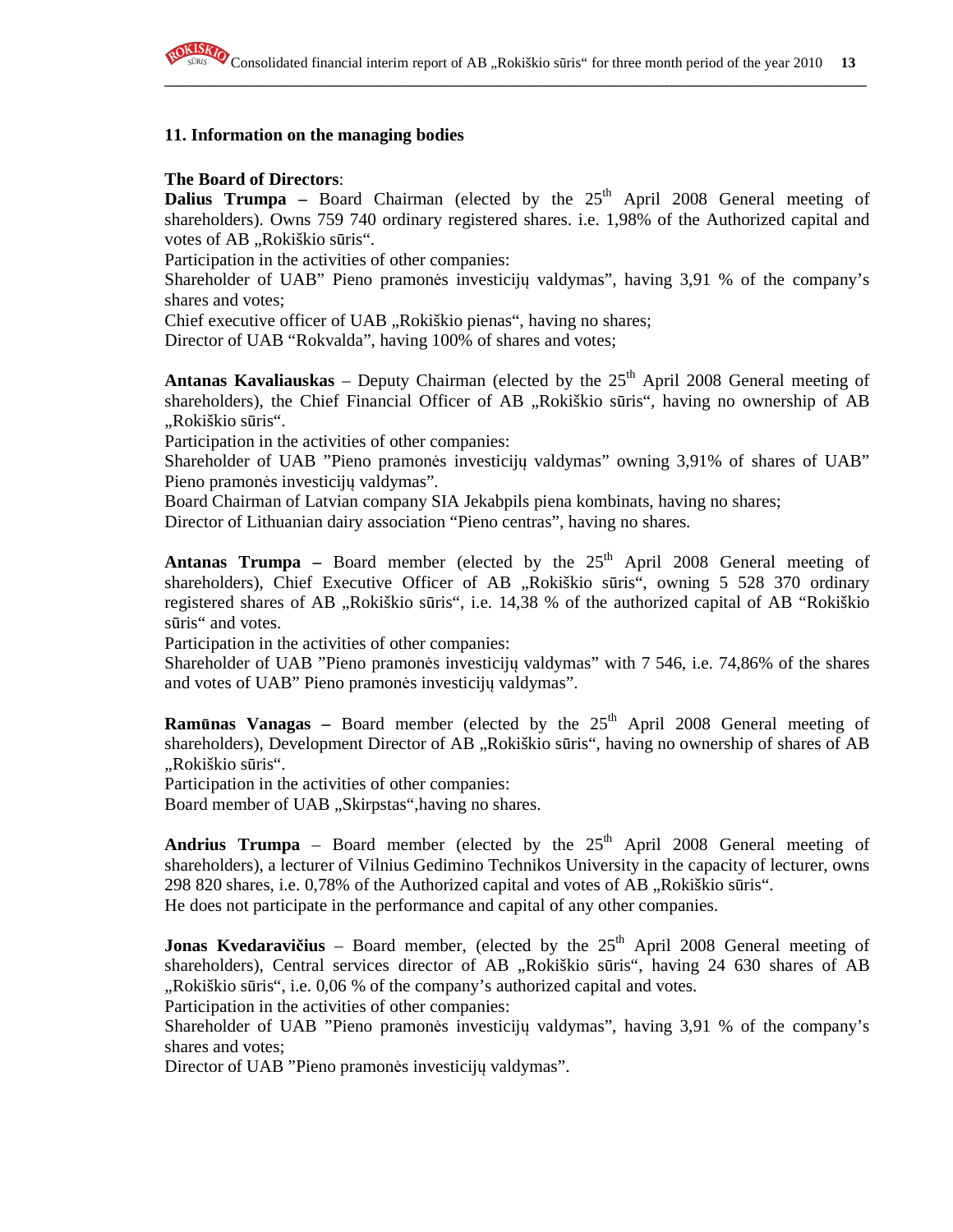## 11. Information on the managing bodies

**The Board of Directors**:

**Dalius Trumpa –** Board Chairman (elected by the 25th April 2008 General meeting of shareholders). Owns 759 740 ordinary registered shares. i.e. 1,98% of the Authorized capital and votes of AB „Rokiškio sūris".

Participation in the activities of other companies:

Shareholder of UAB" Pieno pramonės investicijų valdymas", having 3,91 % of the company's shares and votes;

Chief executive officer of UAB „Rokiškio pienas", having no shares;

Director of UAB "Rokvalda", having 100% of shares and votes;

**Antanas Kavaliauskas** – Deputy Chairman (elected by the 25th April 2008 General meeting of shareholders), the Chief Financial Officer of AB „Rokiškio sūris", having no ownership of AB „Rokiškio sūris".

Participation in the activities of other companies:

Shareholder of UAB "Pieno pramonės investicijų valdymas" owning 3,91% of shares of UAB" Pieno pramonės investicijų valdymas".

Board Chairman of Latvian company SIA Jekabpils piena kombinats, having no shares;

Director of Lithuanian dairy association "Pieno centras", having no shares.

**Antanas Trumpa –** Board member (elected by the 25th April 2008 General meeting of shareholders), Chief Executive Officer of AB „Rokiškio sūris", owning 5 528 370 ordinary registered shares of AB „Rokiškio sūris", i.e. 14,38 % of the authorized capital of AB "Rokiškio sūris" and votes.

Participation in the activities of other companies:

Shareholder of UAB "Pieno pramonės investicijų valdymas" with 7 546, i.e. 74,86% of the shares and votes of UAB" Pieno pramonės investicijų valdymas".

**Ramūnas Vanagas –** Board member (elected by the 25th April 2008 General meeting of shareholders), Development Director of AB „Rokiškio sūris", having no ownership of shares of AB „Rokiškio sūris".

Participation in the activities of other companies:

Board member of UAB „Skirpstas",having no shares.

**Andrius Trumpa** – Board member (elected by the 25th April 2008 General meeting of shareholders), a lecturer of Vilnius Gedimino Technikos University in the capacity of lecturer, owns 298 820 shares, i.e. 0,78% of the Authorized capital and votes of AB „Rokiškio sūris".

He does not participate in the performance and capital of any other companies.

**Jonas Kvedaravičius** – Board member, (elected by the 25th April 2008 General meeting of shareholders), Central services director of AB „Rokiškio sūris", having 24 630 shares of AB „Rokiškio sūris", i.e. 0,06 % of the company's authorized capital and votes.

Participation in the activities of other companies:

Shareholder of UAB "Pieno pramonės investicijų valdymas", having 3,91 % of the company's shares and votes;

Director of UAB "Pieno pramonės investicijų valdymas".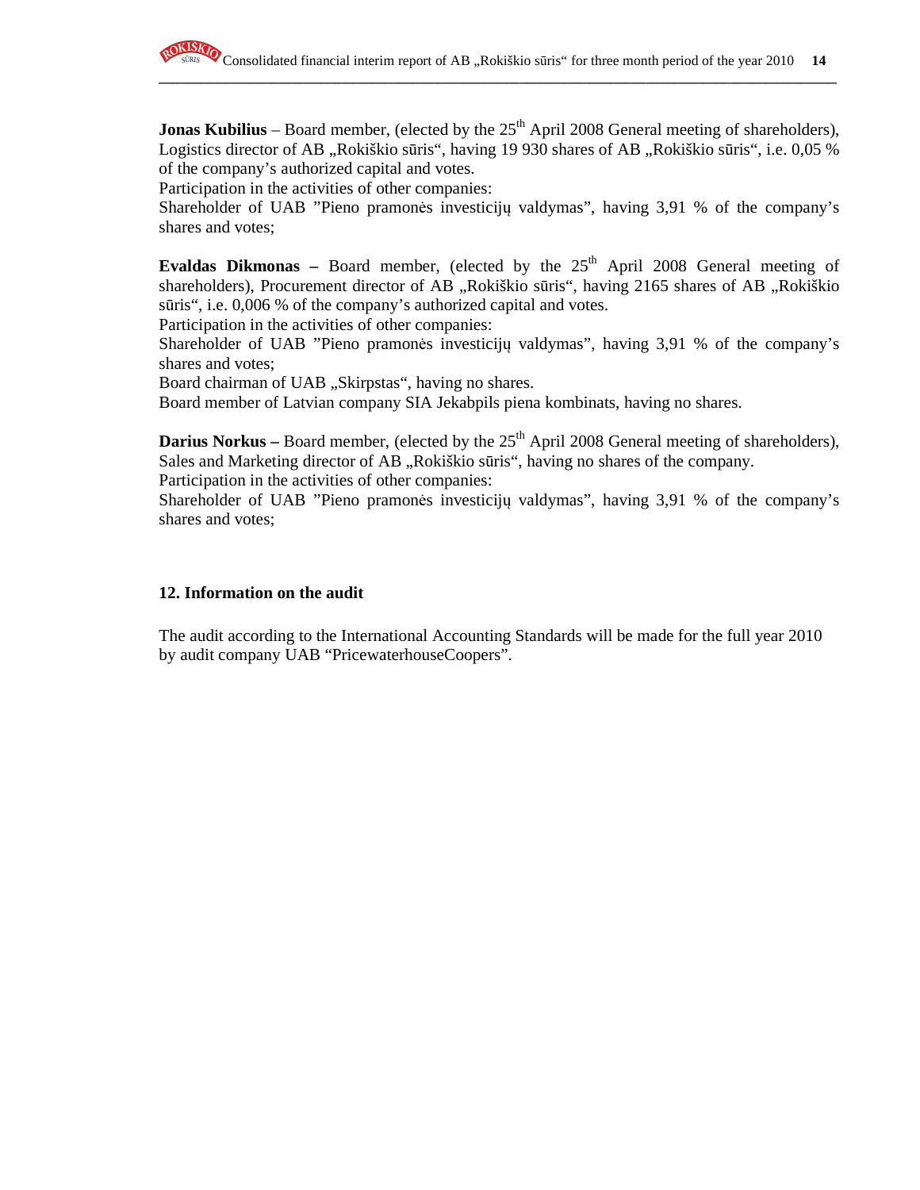**Jonas Kubilius** – Board member, (elected by the 25th April 2008 General meeting of shareholders), Logistics director of AB „Rokiškio sūris“, having 19 930 shares of AB „Rokiškio sūris“, i.e. 0,05 % of the company's authorized capital and votes.
Participation in the activities of other companies:
Shareholder of UAB ”Pieno pramonės investicijų valdymas”, having 3,91 % of the company's shares and votes;

**Evaldas Dikmonas –** Board member, (elected by the 25th April 2008 General meeting of shareholders), Procurement director of AB „Rokiškio sūris“, having 2165 shares of AB „Rokiškio sūris“, i.e. 0,006 % of the company's authorized capital and votes.
Participation in the activities of other companies:
Shareholder of UAB ”Pieno pramonės investicijų valdymas”, having 3,91 % of the company's shares and votes;
Board chairman of UAB „Skirpstas“, having no shares.
Board member of Latvian company SIA Jekabpils piena kombinats, having no shares.

**Darius Norkus –** Board member, (elected by the 25th April 2008 General meeting of shareholders), Sales and Marketing director of AB „Rokiškio sūris“, having no shares of the company.
Participation in the activities of other companies:
Shareholder of UAB ”Pieno pramonės investicijų valdymas”, having 3,91 % of the company's shares and votes;

## 12. Information on the audit

The audit according to the International Accounting Standards will be made for the full year 2010 by audit company UAB “PricewaterhouseCoopers”.